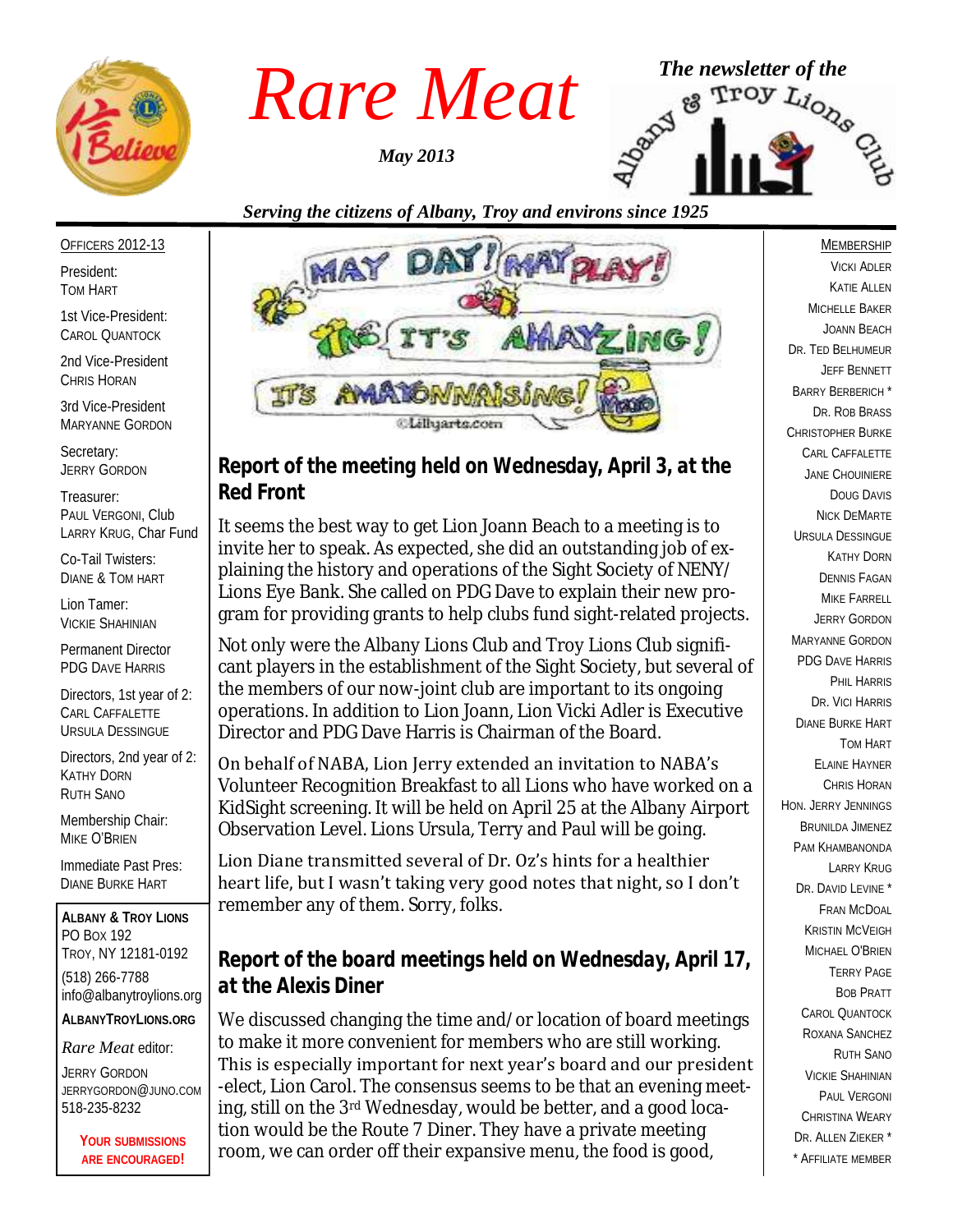# Rare Meat

*May 2013*

*The newsletter of the* Albany & Troy Lions Club

*Serving the citizens of Albany, Troy and environs since 1925*

OFFICERS 2012-13

President:
TOM HART

1st Vice-President:
CAROL QUANTOCK

2nd Vice-President
CHRIS HORAN

3rd Vice-President
MARYANNE GORDON

Secretary:
JERRY GORDON

Treasurer:
PAUL VERGONI, Club
LARRY KRUG, Char Fund

Co-Tail Twisters:
DIANE & TOM HART

Lion Tamer:
VICKIE SHAHINIAN

Permanent Director
PDG DAVE HARRIS

Directors, 1st year of 2:
CARL CAFFALETTE
URSULA DESSINGUE

Directors, 2nd year of 2:
KATHY DORN
RUTH SANO

Membership Chair:
MIKE O'BRIEN

Immediate Past Pres:
DIANE BURKE HART

**ALBANY & TROY LIONS**
PO BOX 192
TROY, NY 12181-0192
(518) 266-7788
info@albanytroylions.org

**ALBANYTROYLIONS.ORG**

*Rare Meat* editor:
JERRY GORDON
JERRYGORDON@JUNO.COM
518-235-8232

**YOUR SUBMISSIONS ARE ENCOURAGED!**

## Report of the meeting held on Wednesday, April 3, at the Red Front

It seems the best way to get Lion Joann Beach to a meeting is to invite her to speak. As expected, she did an outstanding job of explaining the history and operations of the Sight Society of NENY/ Lions Eye Bank. She called on PDG Dave to explain their new program for providing grants to help clubs fund sight-related projects.

Not only were the Albany Lions Club and Troy Lions Club significant players in the establishment of the Sight Society, but several of the members of our now-joint club are important to its ongoing operations. In addition to Lion Joann, Lion Vicki Adler is Executive Director and PDG Dave Harris is Chairman of the Board.

On behalf of NABA, Lion Jerry extended an invitation to NABA's Volunteer Recognition Breakfast to all Lions who have worked on a KidSight screening. It will be held on April 25 at the Albany Airport Observation Level. Lions Ursula, Terry and Paul will be going.

Lion Diane transmitted several of Dr. Oz's hints for a healthier heart life, but I wasn't taking very good notes that night, so I don't remember any of them. Sorry, folks.

## Report of the board meetings held on Wednesday, April 17, at the Alexis Diner

We discussed changing the time and/or location of board meetings to make it more convenient for members who are still working. This is especially important for next year's board and our president-elect, Lion Carol. The consensus seems to be that an evening meeting, still on the 3rd Wednesday, would be better, and a good location would be the Route 7 Diner. They have a private meeting room, we can order off their expansive menu, the food is good,

MEMBERSHIP

VICKI ADLER
KATIE ALLEN
MICHELLE BAKER
JOANN BEACH
DR. TED BELHUMEUR
JEFF BENNETT
BARRY BERBERICH *
DR. ROB BRASS
CHRISTOPHER BURKE
CARL CAFFALETTE
JANE CHOUINIERE
DOUG DAVIS
NICK DEMARTE
URSULA DESSINGUE
KATHY DORN
DENNIS FAGAN
MIKE FARRELL
JERRY GORDON
MARYANNE GORDON
PDG DAVE HARRIS
PHIL HARRIS
DR. VICI HARRIS
DIANE BURKE HART
TOM HART
ELAINE HAYNER
CHRIS HORAN
HON. JERRY JENNINGS
BRUNILDA JIMENEZ
PAM KHAMBANONDA
LARRY KRUG
DR. DAVID LEVINE *
FRAN MCDOAL
KRISTIN MCVEIGH
MICHAEL O'BRIEN
TERRY PAGE
BOB PRATT
CAROL QUANTOCK
ROXANA SANCHEZ
RUTH SANO
VICKIE SHAHINIAN
PAUL VERGONI
CHRISTINA WEARY
DR. ALLEN ZIEKER *
* AFFILIATE MEMBER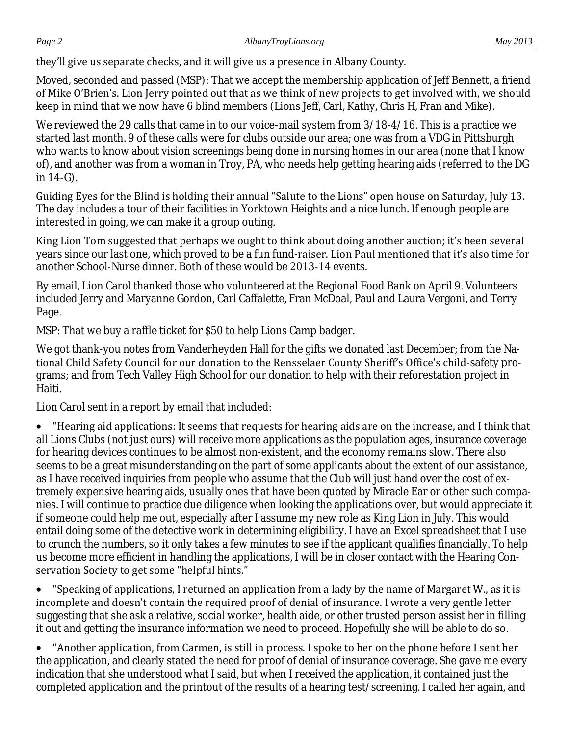they'll give us separate checks, and it will give us a presence in Albany County.

Moved, seconded and passed (MSP): That we accept the membership application of Jeff Bennett, a friend of Mike O'Brien's. Lion Jerry pointed out that as we think of new projects to get involved with, we should keep in mind that we now have 6 blind members (Lions Jeff, Carl, Kathy, Chris H, Fran and Mike).

We reviewed the 29 calls that came in to our voice-mail system from 3/18-4/16. This is a practice we started last month. 9 of these calls were for clubs outside our area; one was from a VDG in Pittsburgh who wants to know about vision screenings being done in nursing homes in our area (none that I know of), and another was from a woman in Troy, PA, who needs help getting hearing aids (referred to the DG in 14-G).

Guiding Eyes for the Blind is holding their annual "Salute to the Lions" open house on Saturday, July 13. The day includes a tour of their facilities in Yorktown Heights and a nice lunch. If enough people are interested in going, we can make it a group outing.

King Lion Tom suggested that perhaps we ought to think about doing another auction; it's been several years since our last one, which proved to be a fun fund-raiser. Lion Paul mentioned that it's also time for another School-Nurse dinner. Both of these would be 2013-14 events.

By email, Lion Carol thanked those who volunteered at the Regional Food Bank on April 9. Volunteers included Jerry and Maryanne Gordon, Carl Caffalette, Fran McDoal, Paul and Laura Vergoni, and Terry Page.

MSP: That we buy a raffle ticket for $50 to help Lions Camp badger.

We got thank-you notes from Vanderheyden Hall for the gifts we donated last December; from the National Child Safety Council for our donation to the Rensselaer County Sheriff's Office's child-safety programs; and from Tech Valley High School for our donation to help with their reforestation project in Haiti.

Lion Carol sent in a report by email that included:

- "Hearing aid applications: It seems that requests for hearing aids are on the increase, and I think that all Lions Clubs (not just ours) will receive more applications as the population ages, insurance coverage for hearing devices continues to be almost non-existent, and the economy remains slow. There also seems to be a great misunderstanding on the part of some applicants about the extent of our assistance, as I have received inquiries from people who assume that the Club will just hand over the cost of extremely expensive hearing aids, usually ones that have been quoted by Miracle Ear or other such companies. I will continue to practice due diligence when looking the applications over, but would appreciate it if someone could help me out, especially after I assume my new role as King Lion in July. This would entail doing some of the detective work in determining eligibility. I have an Excel spreadsheet that I use to crunch the numbers, so it only takes a few minutes to see if the applicant qualifies financially. To help us become more efficient in handling the applications, I will be in closer contact with the Hearing Conservation Society to get some "helpful hints."

- "Speaking of applications, I returned an application from a lady by the name of Margaret W., as it is incomplete and doesn't contain the required proof of denial of insurance. I wrote a very gentle letter suggesting that she ask a relative, social worker, health aide, or other trusted person assist her in filling it out and getting the insurance information we need to proceed. Hopefully she will be able to do so.

- "Another application, from Carmen, is still in process. I spoke to her on the phone before I sent her the application, and clearly stated the need for proof of denial of insurance coverage. She gave me every indication that she understood what I said, but when I received the application, it contained just the completed application and the printout of the results of a hearing test/screening. I called her again, and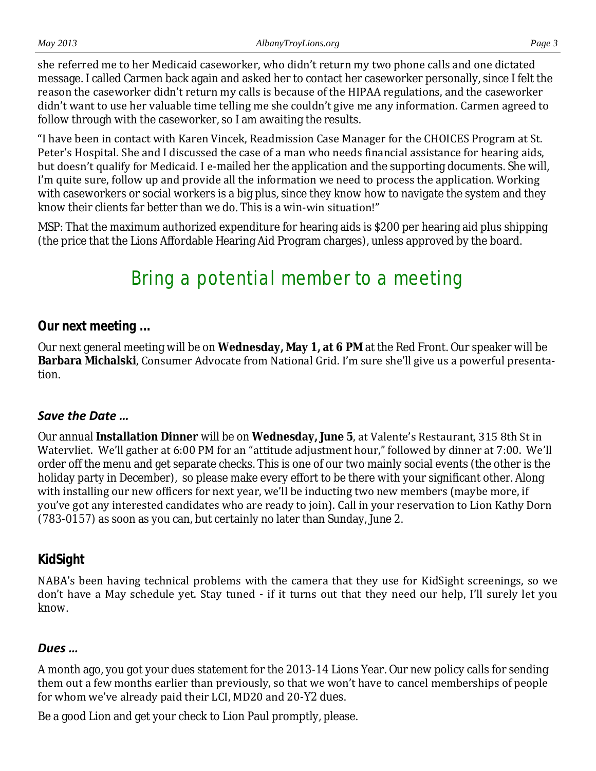she referred me to her Medicaid caseworker, who didn't return my two phone calls and one dictated message. I called Carmen back again and asked her to contact her caseworker personally, since I felt the reason the caseworker didn't return my calls is because of the HIPAA regulations, and the caseworker didn't want to use her valuable time telling me she couldn't give me any information. Carmen agreed to follow through with the caseworker, so I am awaiting the results.

"I have been in contact with Karen Vincek, Readmission Case Manager for the CHOICES Program at St. Peter's Hospital. She and I discussed the case of a man who needs financial assistance for hearing aids, but doesn't qualify for Medicaid. I e-mailed her the application and the supporting documents. She will, I'm quite sure, follow up and provide all the information we need to process the application. Working with caseworkers or social workers is a big plus, since they know how to navigate the system and they know their clients far better than we do. This is a win-win situation!"

MSP: That the maximum authorized expenditure for hearing aids is $200 per hearing aid plus shipping (the price that the Lions Affordable Hearing Aid Program charges), unless approved by the board.

# Bring a potential member to a meeting

## Our next meeting …

Our next general meeting will be on **Wednesday, May 1, at 6 PM** at the Red Front. Our speaker will be **Barbara Michalski**, Consumer Advocate from National Grid. I'm sure she'll give us a powerful presentation.

## *Save the Date …*

Our annual **Installation Dinner** will be on **Wednesday, June 5**, at Valente's Restaurant, 315 8th St in Watervliet. We'll gather at 6:00 PM for an "attitude adjustment hour," followed by dinner at 7:00. We'll order off the menu and get separate checks. This is one of our two mainly social events (the other is the holiday party in December), so please make every effort to be there with your significant other. Along with installing our new officers for next year, we'll be inducting two new members (maybe more, if you've got any interested candidates who are ready to join). Call in your reservation to Lion Kathy Dorn (783-0157) as soon as you can, but certainly no later than Sunday, June 2.

## KidSight

NABA's been having technical problems with the camera that they use for KidSight screenings, so we don't have a May schedule yet. Stay tuned - if it turns out that they need our help, I'll surely let you know.

## *Dues …*

A month ago, you got your dues statement for the 2013-14 Lions Year. Our new policy calls for sending them out a few months earlier than previously, so that we won't have to cancel memberships of people for whom we've already paid their LCI, MD20 and 20-Y2 dues.

Be a good Lion and get your check to Lion Paul promptly, please.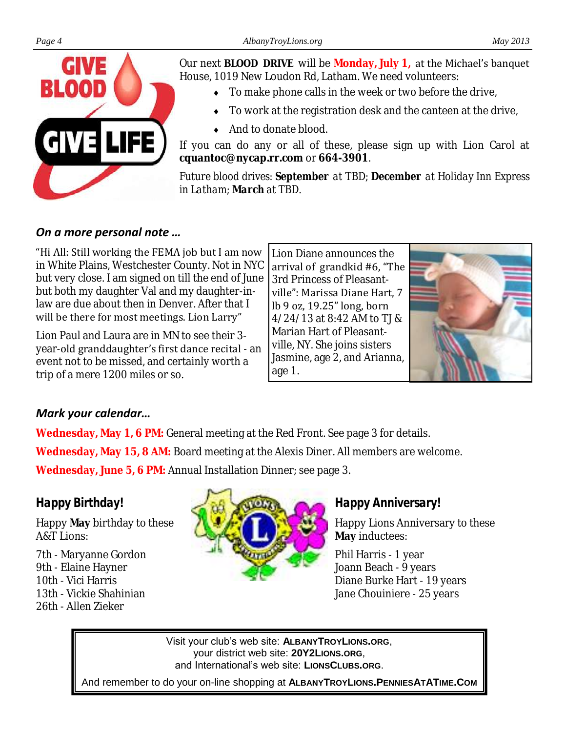Our next **BLOOD DRIVE** will be **Monday, July 1,** at the Michael's banquet House, 1019 New Loudon Rd, Latham. We need volunteers:

- To make phone calls in the week or two before the drive,
- To work at the registration desk and the canteen at the drive,
- And to donate blood.

If you can do any or all of these, please sign up with Lion Carol at **cquantoc@nycap.rr.com** or **664-3901**.

Future blood drives: **September** *at* TBD; **December** *at* Holiday Inn Express in *Latham*; **March** *at* TBD.

### *On a more personal note …*

"Hi All: Still working the FEMA job but I am now in White Plains, Westchester County. Not in NYC but very close. I am signed on till the end of June but both my daughter Val and my daughter-in-law are due about then in Denver. After that I will be there for most meetings. Lion Larry"

Lion Paul and Laura are in MN to see their 3-year-old granddaughter's first dance recital - an event not to be missed, and certainly worth a trip of a mere 1200 miles or so.

Lion Diane announces the arrival of grandkid #6, "The 3rd Princess of Pleasantville": Marissa Diane Hart, 7 lb 9 oz, 19.25" long, born 4/24/13 at 8:42 AM to TJ & Marian Hart of Pleasantville, NY. She joins sisters Jasmine, age 2, and Arianna, age 1.

### *Mark your calendar…*

**Wednesday, May 1, 6 PM:** General meeting at the Red Front. See page 3 for details.

**Wednesday, May 15, 8 AM:** Board meeting at the Alexis Diner. All members are welcome.

**Wednesday, June 5, 6 PM:** Annual Installation Dinner; see page 3.

### *Happy Birthday!*

Happy **May** birthday to these A&T Lions:

7th - Maryanne Gordon
9th - Elaine Hayner
10th - Vici Harris
13th - Vickie Shahinian
26th - Allen Zieker

### *Happy Anniversary!*

Happy Lions Anniversary to these **May** inductees:

Phil Harris - 1 year
Joann Beach - 9 years
Diane Burke Hart - 19 years
Jane Chouiniere - 25 years

Visit your club's web site: **AlbanyTroyLions.org**,
your district web site: **20Y2Lions.org**,
and International's web site: **LionsClubs.org**.

And remember to do your on-line shopping at **AlbanyTroyLions.PenniesAtATime.Com**